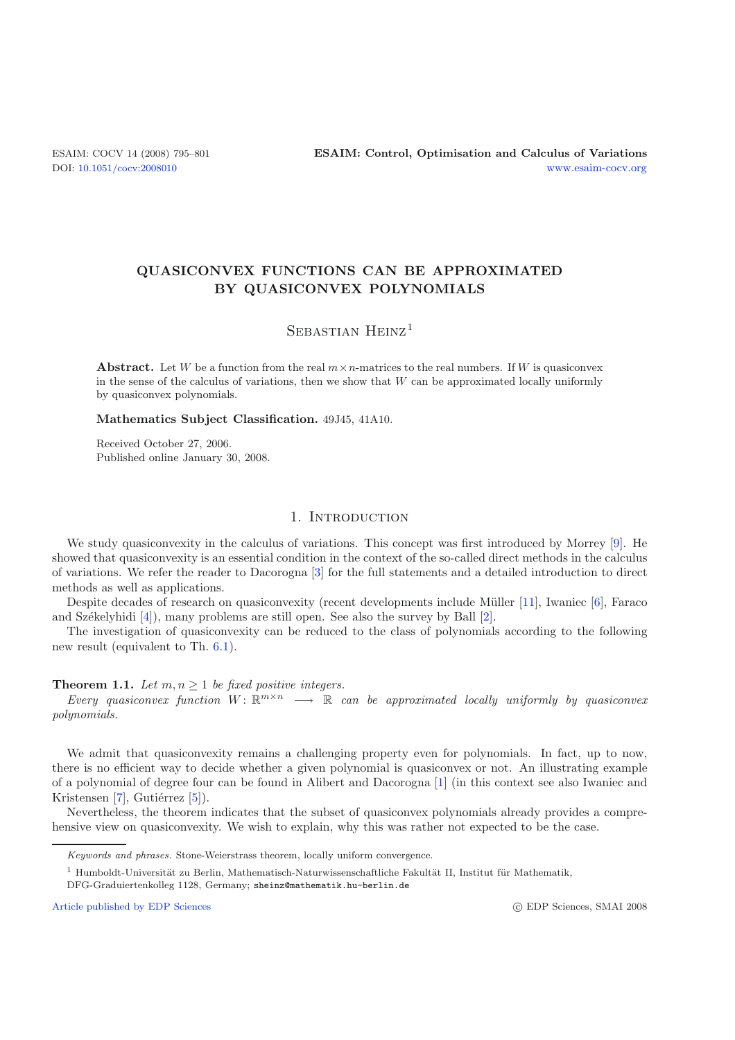# QUASICONVEX FUNCTIONS CAN BE APPROXIMATED BY QUASICONVEX POLYNOMIALS

Sebastian Heinz[1]

**Abstract.** Let $W$ be a function from the real $m \times n$-matrices to the real numbers. If $W$ is quasiconvex in the sense of the calculus of variations, then we show that $W$ can be approximated locally uniformly by quasiconvex polynomials.

**Mathematics Subject Classification.** 49J45, 41A10.

Received October 27, 2006.
Published online January 30, 2008.

## 1. Introduction

We study quasiconvexity in the calculus of variations. This concept was first introduced by Morrey [9]. He showed that quasiconvexity is an essential condition in the context of the so-called direct methods in the calculus of variations. We refer the reader to Dacorogna [3] for the full statements and a detailed introduction to direct methods as well as applications.

Despite decades of research on quasiconvexity (recent developments include Müller [11], Iwaniec [6], Faraco and Székelyhidi [4]), many problems are still open. See also the survey by Ball [2].

The investigation of quasiconvexity can be reduced to the class of polynomials according to the following new result (equivalent to Th. 6.1).

**Theorem 1.1.** *Let $m, n \geq 1$ be fixed positive integers.*

*Every quasiconvex function $W : \mathbb{R}^{m\times n} \longrightarrow \mathbb{R}$ can be approximated locally uniformly by quasiconvex polynomials.*

We admit that quasiconvexity remains a challenging property even for polynomials. In fact, up to now, there is no efficient way to decide whether a given polynomial is quasiconvex or not. An illustrating example of a polynomial of degree four can be found in Alibert and Dacorogna [1] (in this context see also Iwaniec and Kristensen [7], Gutiérrez [5]).

Nevertheless, the theorem indicates that the subset of quasiconvex polynomials already provides a comprehensive view on quasiconvexity. We wish to explain, why this was rather not expected to be the case.

---

*Keywords and phrases.* Stone-Weierstrass theorem, locally uniform convergence.

[1] Humboldt-Universität zu Berlin, Mathematisch-Naturwissenschaftliche Fakultät II, Institut für Mathematik, DFG-Graduiertenkolleg 1128, Germany; sheinz@mathematik.hu-berlin.de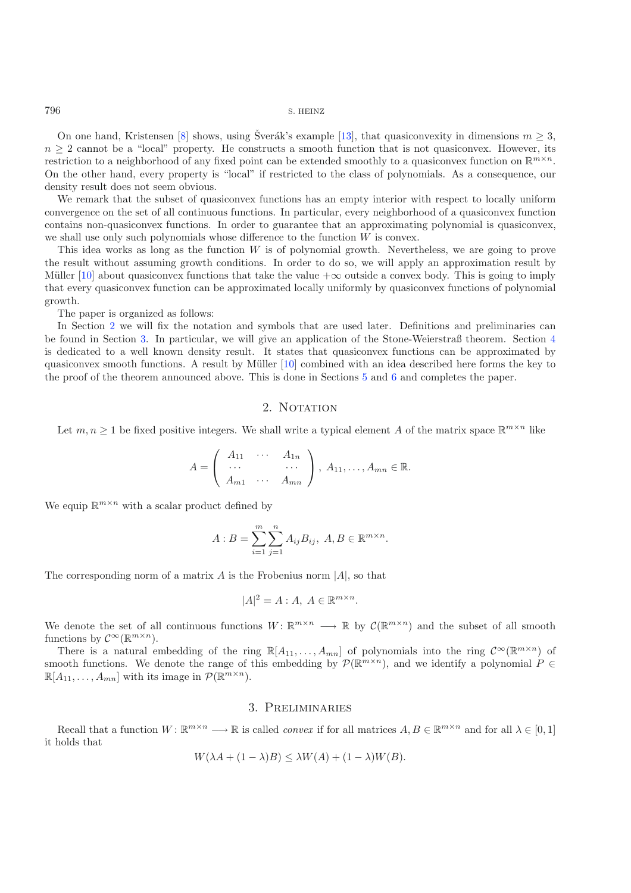On one hand, Kristensen [8] shows, using Šverák's example [13], that quasiconvexity in dimensions $m \geq 3$, $n \geq 2$ cannot be a "local" property. He constructs a smooth function that is not quasiconvex. However, its restriction to a neighborhood of any fixed point can be extended smoothly to a quasiconvex function on $\mathbb{R}^{m\times n}$. On the other hand, every property is "local" if restricted to the class of polynomials. As a consequence, our density result does not seem obvious.

We remark that the subset of quasiconvex functions has an empty interior with respect to locally uniform convergence on the set of all continuous functions. In particular, every neighborhood of a quasiconvex function contains non-quasiconvex functions. In order to guarantee that an approximating polynomial is quasiconvex, we shall use only such polynomials whose difference to the function $W$ is convex.

This idea works as long as the function $W$ is of polynomial growth. Nevertheless, we are going to prove the result without assuming growth conditions. In order to do so, we will apply an approximation result by Müller [10] about quasiconvex functions that take the value $+\infty$ outside a convex body. This is going to imply that every quasiconvex function can be approximated locally uniformly by quasiconvex functions of polynomial growth.

The paper is organized as follows:

In Section 2 we will fix the notation and symbols that are used later. Definitions and preliminaries can be found in Section 3. In particular, we will give an application of the Stone-Weierstraß theorem. Section 4 is dedicated to a well known density result. It states that quasiconvex functions can be approximated by quasiconvex smooth functions. A result by Müller [10] combined with an idea described here forms the key to the proof of the theorem announced above. This is done in Sections 5 and 6 and completes the paper.

## 2. Notation

Let $m, n \geq 1$ be fixed positive integers. We shall write a typical element $A$ of the matrix space $\mathbb{R}^{m\times n}$ like

$$A = \begin{pmatrix} A_{11} & \cdots & A_{1n} \\ \cdots & & \cdots \\ A_{m1} & \cdots & A_{mn} \end{pmatrix}, \; A_{11}, \ldots, A_{mn} \in \mathbb{R}.$$

We equip $\mathbb{R}^{m\times n}$ with a scalar product defined by

$$A : B = \sum_{i=1}^{m} \sum_{j=1}^{n} A_{ij} B_{ij}, \; A, B \in \mathbb{R}^{m\times n}.$$

The corresponding norm of a matrix $A$ is the Frobenius norm $|A|$, so that

$$|A|^2 = A : A, \; A \in \mathbb{R}^{m\times n}.$$

We denote the set of all continuous functions $W : \mathbb{R}^{m\times n} \longrightarrow \mathbb{R}$ by $\mathcal{C}(\mathbb{R}^{m\times n})$ and the subset of all smooth functions by $\mathcal{C}^{\infty}(\mathbb{R}^{m\times n})$.

There is a natural embedding of the ring $\mathbb{R}[A_{11}, \ldots, A_{mn}]$ of polynomials into the ring $\mathcal{C}^{\infty}(\mathbb{R}^{m\times n})$ of smooth functions. We denote the range of this embedding by $\mathcal{P}(\mathbb{R}^{m\times n})$, and we identify a polynomial $P \in \mathbb{R}[A_{11}, \ldots, A_{mn}]$ with its image in $\mathcal{P}(\mathbb{R}^{m\times n})$.

## 3. Preliminaries

Recall that a function $W : \mathbb{R}^{m\times n} \longrightarrow \mathbb{R}$ is called *convex* if for all matrices $A, B \in \mathbb{R}^{m\times n}$ and for all $\lambda \in [0, 1]$ it holds that

$$W(\lambda A + (1 - \lambda)B) \leq \lambda W(A) + (1 - \lambda)W(B).$$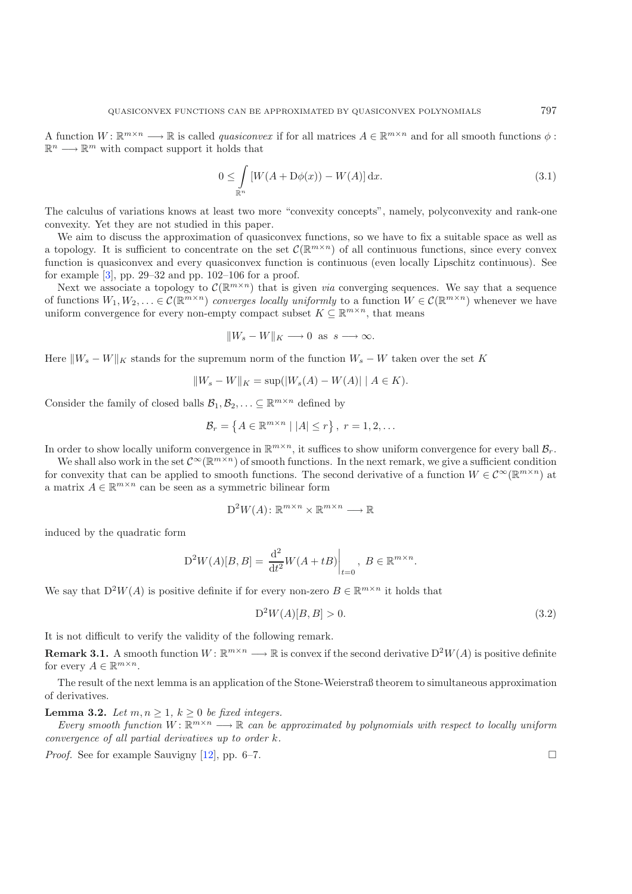A function $W \colon \mathbb{R}^{m\times n} \longrightarrow \mathbb{R}$ is called *quasiconvex* if for all matrices $A \in \mathbb{R}^{m\times n}$ and for all smooth functions $\phi : \mathbb{R}^n \longrightarrow \mathbb{R}^m$ with compact support it holds that

$$0 \leq \int\limits_{\mathbb{R}^n} [W(A + \mathrm{D}\phi(x)) - W(A)]\,\mathrm{d}x. \tag{3.1}$$

The calculus of variations knows at least two more "convexity concepts", namely, polyconvexity and rank-one convexity. Yet they are not studied in this paper.

We aim to discuss the approximation of quasiconvex functions, so we have to fix a suitable space as well as a topology. It is sufficient to concentrate on the set $\mathcal{C}(\mathbb{R}^{m\times n})$ of all continuous functions, since every convex function is quasiconvex and every quasiconvex function is continuous (even locally Lipschitz continuous). See for example [3], pp. 29–32 and pp. 102–106 for a proof.

Next we associate a topology to $\mathcal{C}(\mathbb{R}^{m\times n})$ that is given *via* converging sequences. We say that a sequence of functions $W_1, W_2, \ldots \in \mathcal{C}(\mathbb{R}^{m\times n})$ *converges locally uniformly* to a function $W \in \mathcal{C}(\mathbb{R}^{m\times n})$ whenever we have uniform convergence for every non-empty compact subset $K \subseteq \mathbb{R}^{m\times n}$, that means

$$\|W_s - W\|_K \longrightarrow 0 \text{ as } s \longrightarrow \infty.$$

Here $\|W_s - W\|_K$ stands for the supremum norm of the function $W_s - W$ taken over the set $K$

$$\|W_s - W\|_K = \sup(|W_s(A) - W(A)| \mid A \in K).$$

Consider the family of closed balls $\mathcal{B}_1, \mathcal{B}_2, \ldots \subseteq \mathbb{R}^{m\times n}$ defined by

$$\mathcal{B}_r = \left\{ A \in \mathbb{R}^{m\times n} \mid |A| \leq r \right\},\ r = 1, 2, \ldots$$

In order to show locally uniform convergence in $\mathbb{R}^{m\times n}$, it suffices to show uniform convergence for every ball $\mathcal{B}_r$.

We shall also work in the set $\mathcal{C}^\infty(\mathbb{R}^{m\times n})$ of smooth functions. In the next remark, we give a sufficient condition for convexity that can be applied to smooth functions. The second derivative of a function $W \in \mathcal{C}^\infty(\mathbb{R}^{m\times n})$ at a matrix $A \in \mathbb{R}^{m\times n}$ can be seen as a symmetric bilinear form

$$\mathrm{D}^2 W(A)\colon \mathbb{R}^{m\times n} \times \mathbb{R}^{m\times n} \longrightarrow \mathbb{R}$$

induced by the quadratic form

$$\mathrm{D}^2 W(A)[B, B] = \left.\frac{\mathrm{d}^2}{\mathrm{d}t^2} W(A + tB)\right|_{t=0},\ B \in \mathbb{R}^{m\times n}.$$

We say that $\mathrm{D}^2 W(A)$ is positive definite if for every non-zero $B \in \mathbb{R}^{m\times n}$ it holds that

$$\mathrm{D}^2 W(A)[B, B] > 0. \tag{3.2}$$

It is not difficult to verify the validity of the following remark.

**Remark 3.1.** A smooth function $W \colon \mathbb{R}^{m\times n} \longrightarrow \mathbb{R}$ is convex if the second derivative $\mathrm{D}^2 W(A)$ is positive definite for every $A \in \mathbb{R}^{m\times n}$.

The result of the next lemma is an application of the Stone-Weierstraß theorem to simultaneous approximation of derivatives.

**Lemma 3.2.** *Let $m, n \geq 1$, $k \geq 0$ be fixed integers.*

*Every smooth function $W \colon \mathbb{R}^{m\times n} \longrightarrow \mathbb{R}$ can be approximated by polynomials with respect to locally uniform convergence of all partial derivatives up to order $k$.*

*Proof.* See for example Sauvigny [12], pp. 6–7. □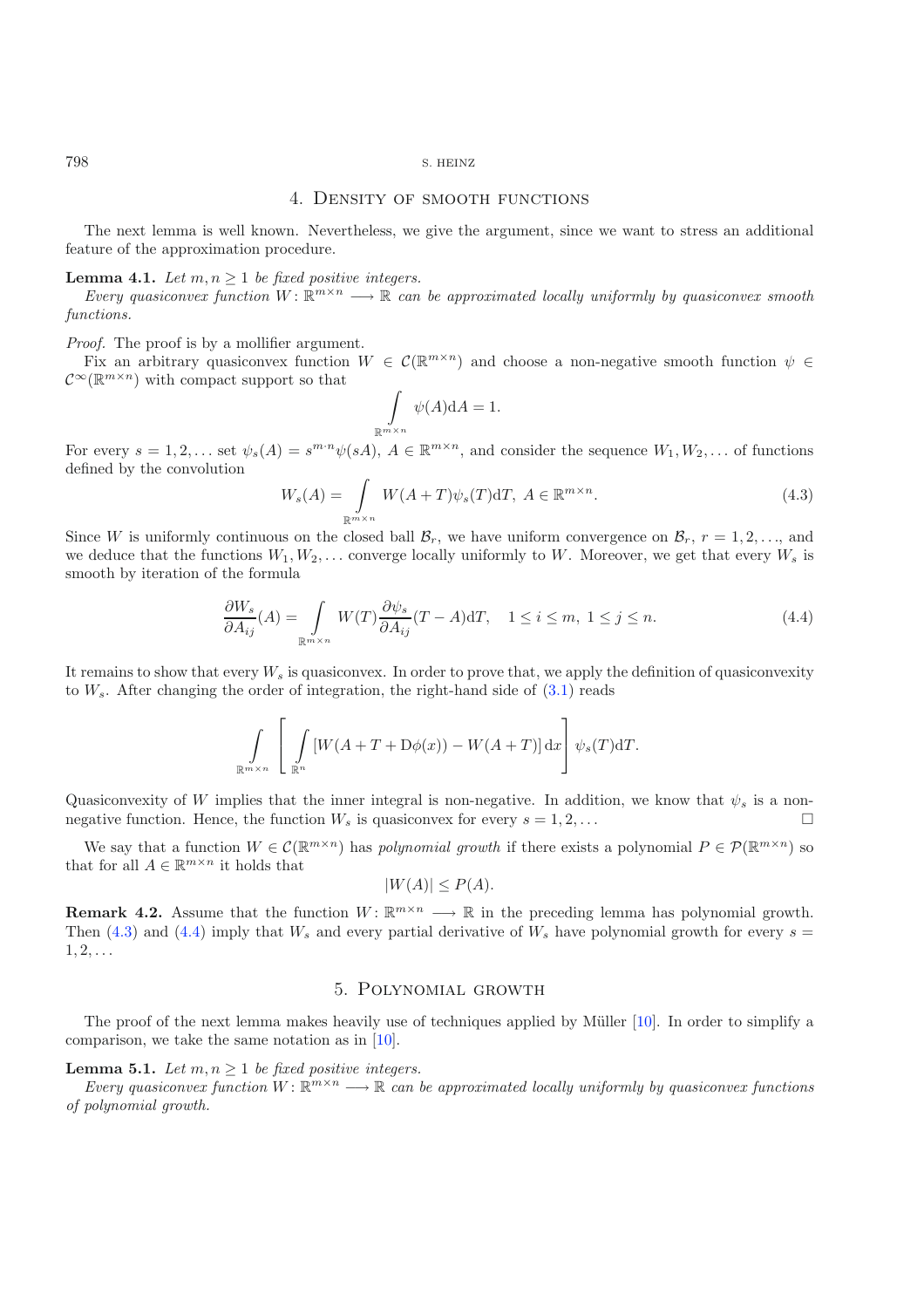## 4. Density of smooth functions

The next lemma is well known. Nevertheless, we give the argument, since we want to stress an additional feature of the approximation procedure.

**Lemma 4.1.** *Let $m, n \geq 1$ be fixed positive integers.*
*Every quasiconvex function $W\colon \mathbb{R}^{m\times n} \longrightarrow \mathbb{R}$ can be approximated locally uniformly by quasiconvex smooth functions.*

*Proof.* The proof is by a mollifier argument.
Fix an arbitrary quasiconvex function $W \in \mathcal{C}(\mathbb{R}^{m\times n})$ and choose a non-negative smooth function $\psi \in \mathcal{C}^\infty(\mathbb{R}^{m\times n})$ with compact support so that

$$\int\limits_{\mathbb{R}^{m\times n}} \psi(A)\mathrm{d}A = 1.$$

For every $s = 1, 2, \ldots$ set $\psi_s(A) = s^{m\cdot n}\psi(sA)$, $A \in \mathbb{R}^{m\times n}$, and consider the sequence $W_1, W_2, \ldots$ of functions defined by the convolution

$$W_s(A) = \int\limits_{\mathbb{R}^{m\times n}} W(A+T)\psi_s(T)\mathrm{d}T,\ A \in \mathbb{R}^{m\times n}. \tag{4.3}$$

Since $W$ is uniformly continuous on the closed ball $\mathcal{B}_r$, we have uniform convergence on $\mathcal{B}_r$, $r = 1, 2, \ldots$, and we deduce that the functions $W_1, W_2, \ldots$ converge locally uniformly to $W$. Moreover, we get that every $W_s$ is smooth by iteration of the formula

$$\frac{\partial W_s}{\partial A_{ij}}(A) = \int\limits_{\mathbb{R}^{m\times n}} W(T)\frac{\partial \psi_s}{\partial A_{ij}}(T - A)\mathrm{d}T, \quad 1 \leq i \leq m,\ 1 \leq j \leq n. \tag{4.4}$$

It remains to show that every $W_s$ is quasiconvex. In order to prove that, we apply the definition of quasiconvexity to $W_s$. After changing the order of integration, the right-hand side of (3.1) reads

$$\int\limits_{\mathbb{R}^{m\times n}} \left[\ \int\limits_{\mathbb{R}^n} [W(A+T+\mathrm{D}\phi(x)) - W(A+T)]\,\mathrm{d}x\right] \psi_s(T)\mathrm{d}T.$$

Quasiconvexity of $W$ implies that the inner integral is non-negative. In addition, we know that $\psi_s$ is a non-negative function. Hence, the function $W_s$ is quasiconvex for every $s = 1, 2, \ldots$ □

We say that a function $W \in \mathcal{C}(\mathbb{R}^{m\times n})$ has *polynomial growth* if there exists a polynomial $P \in \mathcal{P}(\mathbb{R}^{m\times n})$ so that for all $A \in \mathbb{R}^{m\times n}$ it holds that

$$|W(A)| \leq P(A).$$

**Remark 4.2.** Assume that the function $W\colon \mathbb{R}^{m\times n} \longrightarrow \mathbb{R}$ in the preceding lemma has polynomial growth. Then (4.3) and (4.4) imply that $W_s$ and every partial derivative of $W_s$ have polynomial growth for every $s = 1, 2, \ldots$

## 5. Polynomial growth

The proof of the next lemma makes heavily use of techniques applied by Müller [10]. In order to simplify a comparison, we take the same notation as in [10].

**Lemma 5.1.** *Let $m, n \geq 1$ be fixed positive integers.*
*Every quasiconvex function $W\colon \mathbb{R}^{m\times n} \longrightarrow \mathbb{R}$ can be approximated locally uniformly by quasiconvex functions of polynomial growth.*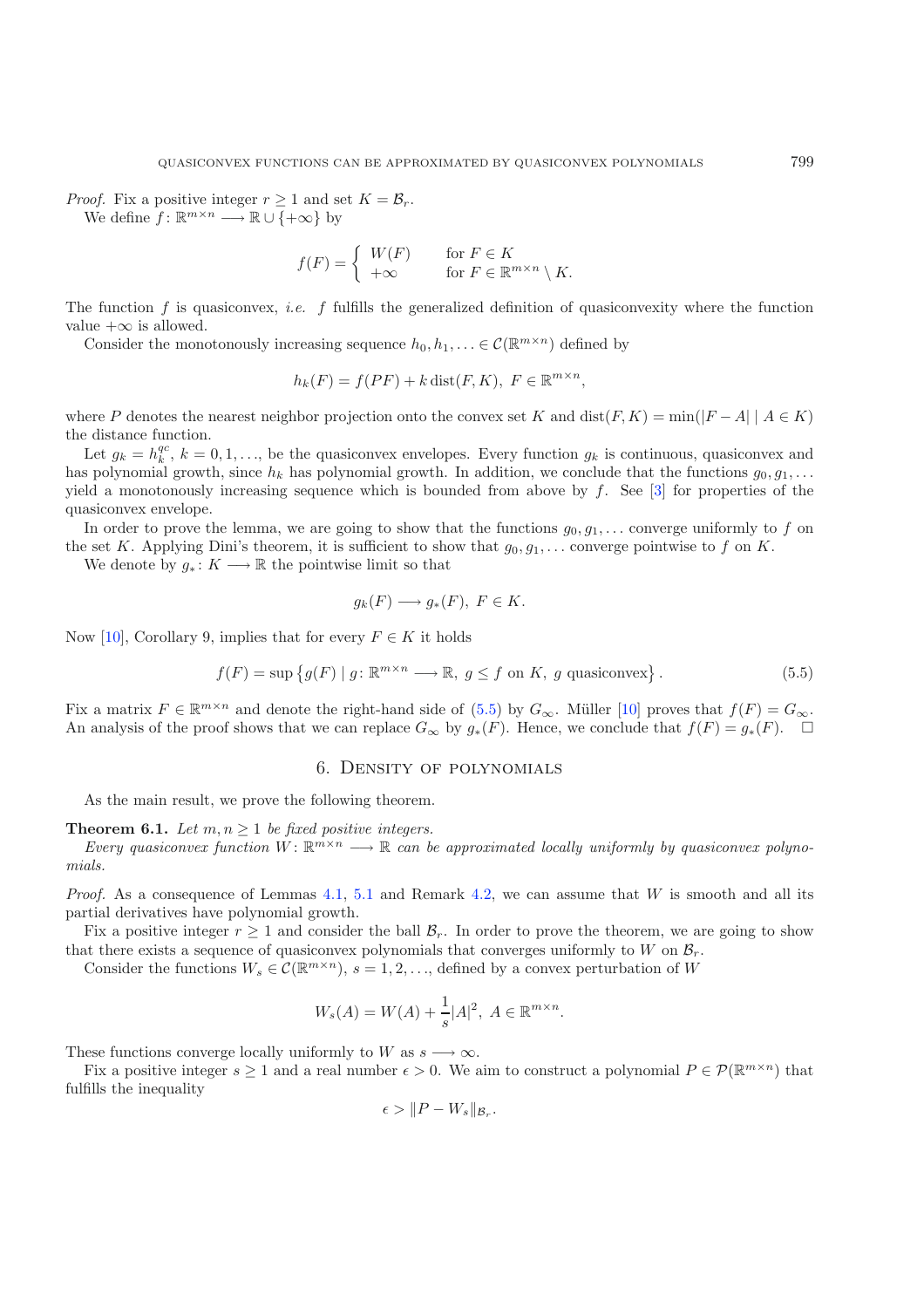*Proof.* Fix a positive integer $r \geq 1$ and set $K = \mathcal{B}_r$.

We define $f\colon \mathbb{R}^{m\times n} \longrightarrow \mathbb{R} \cup \{+\infty\}$ by

$$f(F) = \begin{cases} W(F) & \text{for } F \in K \\ +\infty & \text{for } F \in \mathbb{R}^{m\times n} \setminus K. \end{cases}$$

The function $f$ is quasiconvex, *i.e.* $f$ fulfills the generalized definition of quasiconvexity where the function value $+\infty$ is allowed.

Consider the monotonously increasing sequence $h_0, h_1, \ldots \in \mathcal{C}(\mathbb{R}^{m\times n})$ defined by

$$h_k(F) = f(PF) + k\,\mathrm{dist}(F, K),\ F \in \mathbb{R}^{m\times n},$$

where $P$ denotes the nearest neighbor projection onto the convex set $K$ and $\mathrm{dist}(F,K) = \min(|F-A| \mid A \in K)$ the distance function.

Let $g_k = h_k^{qc}$, $k = 0, 1, \ldots$, be the quasiconvex envelopes. Every function $g_k$ is continuous, quasiconvex and has polynomial growth, since $h_k$ has polynomial growth. In addition, we conclude that the functions $g_0, g_1, \ldots$ yield a monotonously increasing sequence which is bounded from above by $f$. See [3] for properties of the quasiconvex envelope.

In order to prove the lemma, we are going to show that the functions $g_0, g_1, \ldots$ converge uniformly to $f$ on the set $K$. Applying Dini's theorem, it is sufficient to show that $g_0, g_1, \ldots$ converge pointwise to $f$ on $K$.

We denote by $g_*\colon K \longrightarrow \mathbb{R}$ the pointwise limit so that

$$g_k(F) \longrightarrow g_*(F),\ F \in K.$$

Now [10], Corollary 9, implies that for every $F \in K$ it holds

$$f(F) = \sup\left\{g(F) \mid g\colon \mathbb{R}^{m\times n} \longrightarrow \mathbb{R},\ g \leq f \text{ on } K,\ g \text{ quasiconvex}\right\}. \tag{5.5}$$

Fix a matrix $F \in \mathbb{R}^{m\times n}$ and denote the right-hand side of (5.5) by $G_\infty$. Müller [10] proves that $f(F) = G_\infty$. An analysis of the proof shows that we can replace $G_\infty$ by $g_*(F)$. Hence, we conclude that $f(F) = g_*(F)$. $\square$

## 6. Density of polynomials

As the main result, we prove the following theorem.

**Theorem 6.1.** *Let $m, n \geq 1$ be fixed positive integers.*

*Every quasiconvex function $W\colon \mathbb{R}^{m\times n} \longrightarrow \mathbb{R}$ can be approximated locally uniformly by quasiconvex polynomials.*

*Proof.* As a consequence of Lemmas 4.1, 5.1 and Remark 4.2, we can assume that $W$ is smooth and all its partial derivatives have polynomial growth.

Fix a positive integer $r \geq 1$ and consider the ball $\mathcal{B}_r$. In order to prove the theorem, we are going to show that there exists a sequence of quasiconvex polynomials that converges uniformly to $W$ on $\mathcal{B}_r$.

Consider the functions $W_s \in \mathcal{C}(\mathbb{R}^{m\times n})$, $s = 1, 2, \ldots$, defined by a convex perturbation of $W$

$$W_s(A) = W(A) + \frac{1}{s}|A|^2,\ A \in \mathbb{R}^{m\times n}.$$

These functions converge locally uniformly to $W$ as $s \longrightarrow \infty$.

Fix a positive integer $s \geq 1$ and a real number $\epsilon > 0$. We aim to construct a polynomial $P \in \mathcal{P}(\mathbb{R}^{m\times n})$ that fulfills the inequality

$$\epsilon > \|P - W_s\|_{\mathcal{B}_r}.$$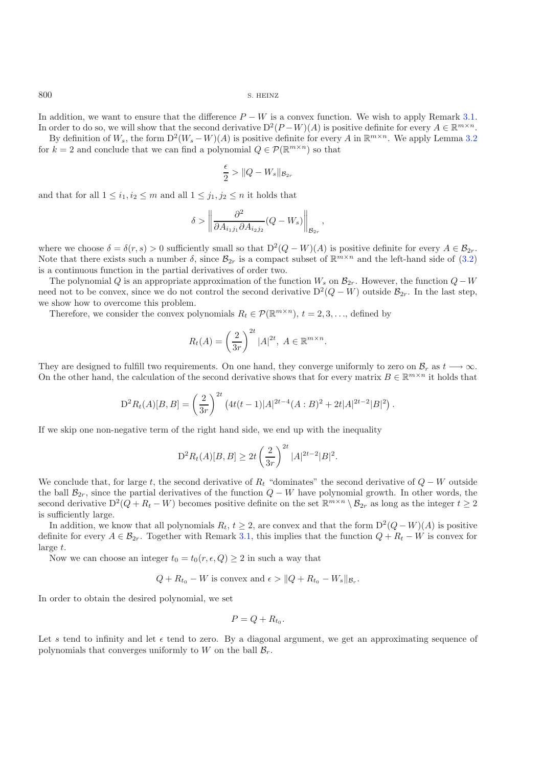In addition, we want to ensure that the difference $P - W$ is a convex function. We wish to apply Remark 3.1. In order to do so, we will show that the second derivative $\mathrm{D}^2(P-W)(A)$ is positive definite for every $A \in \mathbb{R}^{m\times n}$.

By definition of $W_s$, the form $\mathrm{D}^2(W_s - W)(A)$ is positive definite for every $A$ in $\mathbb{R}^{m\times n}$. We apply Lemma 3.2 for $k = 2$ and conclude that we can find a polynomial $Q \in \mathcal{P}(\mathbb{R}^{m\times n})$ so that

$$\frac{\epsilon}{2} > \|Q - W_s\|_{\mathcal{B}_{2r}}$$

and that for all $1 \leq i_1, i_2 \leq m$ and all $1 \leq j_1, j_2 \leq n$ it holds that

$$\delta > \left\| \frac{\partial^2}{\partial A_{i_1 j_1} \partial A_{i_2 j_2}} (Q - W_s) \right\|_{\mathcal{B}_{2r}},$$

where we choose $\delta = \delta(r, s) > 0$ sufficiently small so that $\mathrm{D}^2(Q - W)(A)$ is positive definite for every $A \in \mathcal{B}_{2r}$. Note that there exists such a number $\delta$, since $\mathcal{B}_{2r}$ is a compact subset of $\mathbb{R}^{m\times n}$ and the left-hand side of (3.2) is a continuous function in the partial derivatives of order two.

The polynomial $Q$ is an appropriate approximation of the function $W_s$ on $\mathcal{B}_{2r}$. However, the function $Q - W$ need not to be convex, since we do not control the second derivative $\mathrm{D}^2(Q - W)$ outside $\mathcal{B}_{2r}$. In the last step, we show how to overcome this problem.

Therefore, we consider the convex polynomials $R_t \in \mathcal{P}(\mathbb{R}^{m\times n})$, $t = 2, 3, \ldots$, defined by

$$R_t(A) = \left(\frac{2}{3r}\right)^{2t} |A|^{2t}, \; A \in \mathbb{R}^{m\times n}.$$

They are designed to fulfill two requirements. On one hand, they converge uniformly to zero on $\mathcal{B}_r$ as $t \longrightarrow \infty$. On the other hand, the calculation of the second derivative shows that for every matrix $B \in \mathbb{R}^{m\times n}$ it holds that

$$\mathrm{D}^2 R_t(A)[B, B] = \left(\frac{2}{3r}\right)^{2t} \left(4t(t-1)|A|^{2t-4}(A : B)^2 + 2t|A|^{2t-2}|B|^2\right).$$

If we skip one non-negative term of the right hand side, we end up with the inequality

$$\mathrm{D}^2 R_t(A)[B, B] \geq 2t \left(\frac{2}{3r}\right)^{2t} |A|^{2t-2}|B|^2.$$

We conclude that, for large $t$, the second derivative of $R_t$ "dominates" the second derivative of $Q - W$ outside the ball $\mathcal{B}_{2r}$, since the partial derivatives of the function $Q - W$ have polynomial growth. In other words, the second derivative $\mathrm{D}^2(Q + R_t - W)$ becomes positive definite on the set $\mathbb{R}^{m\times n} \setminus \mathcal{B}_{2r}$ as long as the integer $t \geq 2$ is sufficiently large.

In addition, we know that all polynomials $R_t$, $t \geq 2$, are convex and that the form $\mathrm{D}^2(Q - W)(A)$ is positive definite for every $A \in \mathcal{B}_{2r}$. Together with Remark 3.1, this implies that the function $Q + R_t - W$ is convex for large $t$.

Now we can choose an integer $t_0 = t_0(r, \epsilon, Q) \geq 2$ in such a way that

$$Q + R_{t_0} - W \text{ is convex and } \epsilon > \|Q + R_{t_0} - W_s\|_{\mathcal{B}_r}.$$

In order to obtain the desired polynomial, we set

$$P = Q + R_{t_0}.$$

Let $s$ tend to infinity and let $\epsilon$ tend to zero. By a diagonal argument, we get an approximating sequence of polynomials that converges uniformly to $W$ on the ball $\mathcal{B}_r$.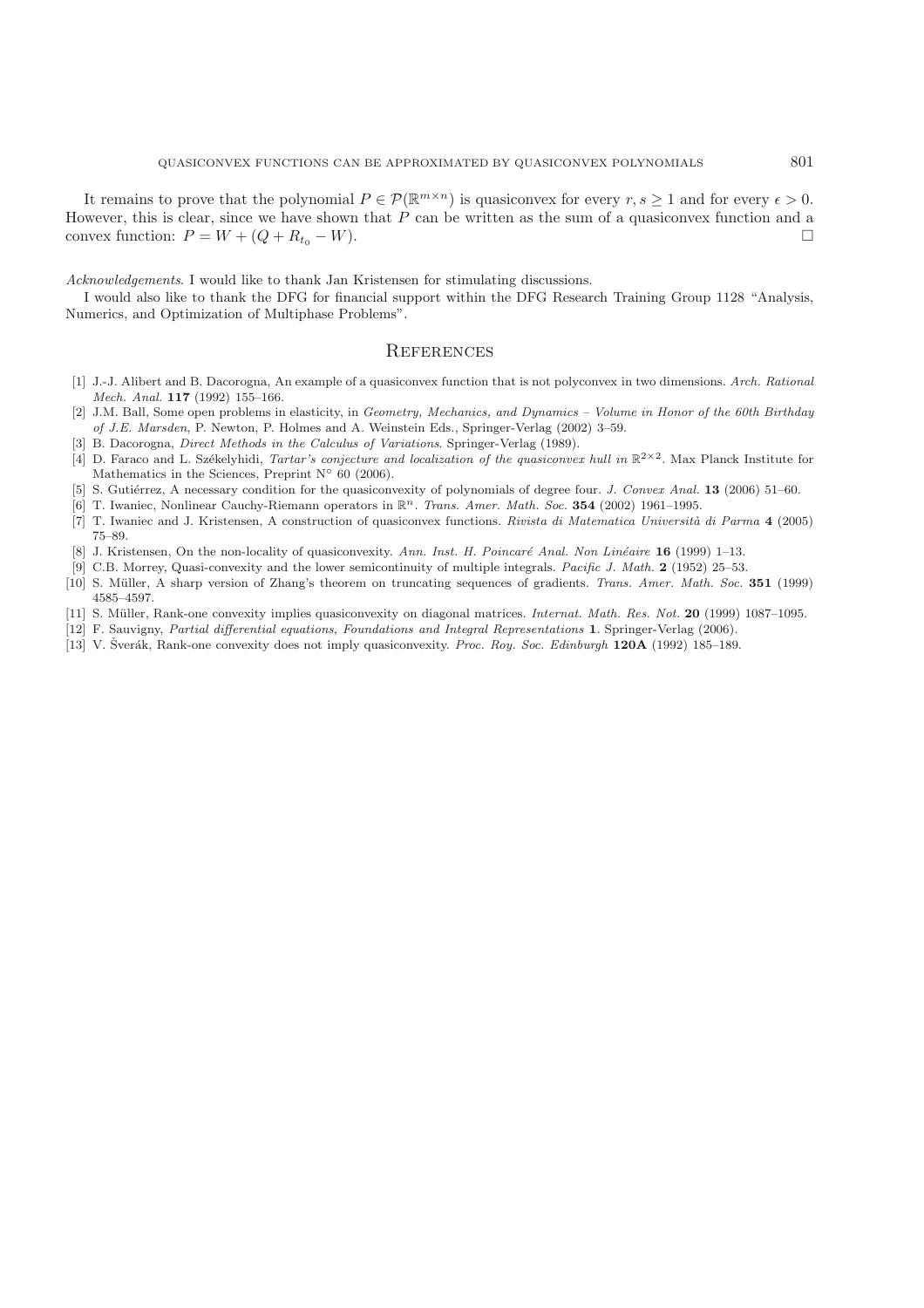It remains to prove that the polynomial $P \in \mathcal{P}(\mathbb{R}^{m\times n})$ is quasiconvex for every $r, s \geq 1$ and for every $\epsilon > 0$. However, this is clear, since we have shown that $P$ can be written as the sum of a quasiconvex function and a convex function: $P = W + (Q + R_{t_0} - W)$. $\square$

*Acknowledgements*. I would like to thank Jan Kristensen for stimulating discussions.

I would also like to thank the DFG for financial support within the DFG Research Training Group 1128 "Analysis, Numerics, and Optimization of Multiphase Problems".

## References

[1] J.-J. Alibert and B. Dacorogna, An example of a quasiconvex function that is not polyconvex in two dimensions. *Arch. Rational Mech. Anal.* **117** (1992) 155–166.

[2] J.M. Ball, Some open problems in elasticity, in *Geometry, Mechanics, and Dynamics – Volume in Honor of the 60th Birthday of J.E. Marsden*, P. Newton, P. Holmes and A. Weinstein Eds., Springer-Verlag (2002) 3–59.

[3] B. Dacorogna, *Direct Methods in the Calculus of Variations*. Springer-Verlag (1989).

[4] D. Faraco and L. Székelyhidi, *Tartar's conjecture and localization of the quasiconvex hull in* $\mathbb{R}^{2\times 2}$. Max Planck Institute for Mathematics in the Sciences, Preprint N° 60 (2006).

[5] S. Gutiérrez, A necessary condition for the quasiconvexity of polynomials of degree four. *J. Convex Anal.* **13** (2006) 51–60.

[6] T. Iwaniec, Nonlinear Cauchy-Riemann operators in $\mathbb{R}^n$. *Trans. Amer. Math. Soc.* **354** (2002) 1961–1995.

[7] T. Iwaniec and J. Kristensen, A construction of quasiconvex functions. *Rivista di Matematica Università di Parma* **4** (2005) 75–89.

[8] J. Kristensen, On the non-locality of quasiconvexity. *Ann. Inst. H. Poincaré Anal. Non Linéaire* **16** (1999) 1–13.

[9] C.B. Morrey, Quasi-convexity and the lower semicontinuity of multiple integrals. *Pacific J. Math.* **2** (1952) 25–53.

[10] S. Müller, A sharp version of Zhang's theorem on truncating sequences of gradients. *Trans. Amer. Math. Soc.* **351** (1999) 4585–4597.

[11] S. Müller, Rank-one convexity implies quasiconvexity on diagonal matrices. *Internat. Math. Res. Not.* **20** (1999) 1087–1095.

[12] F. Sauvigny, *Partial differential equations, Foundations and Integral Representations* **1**. Springer-Verlag (2006).

[13] V. Šverák, Rank-one convexity does not imply quasiconvexity. *Proc. Roy. Soc. Edinburgh* **120A** (1992) 185–189.